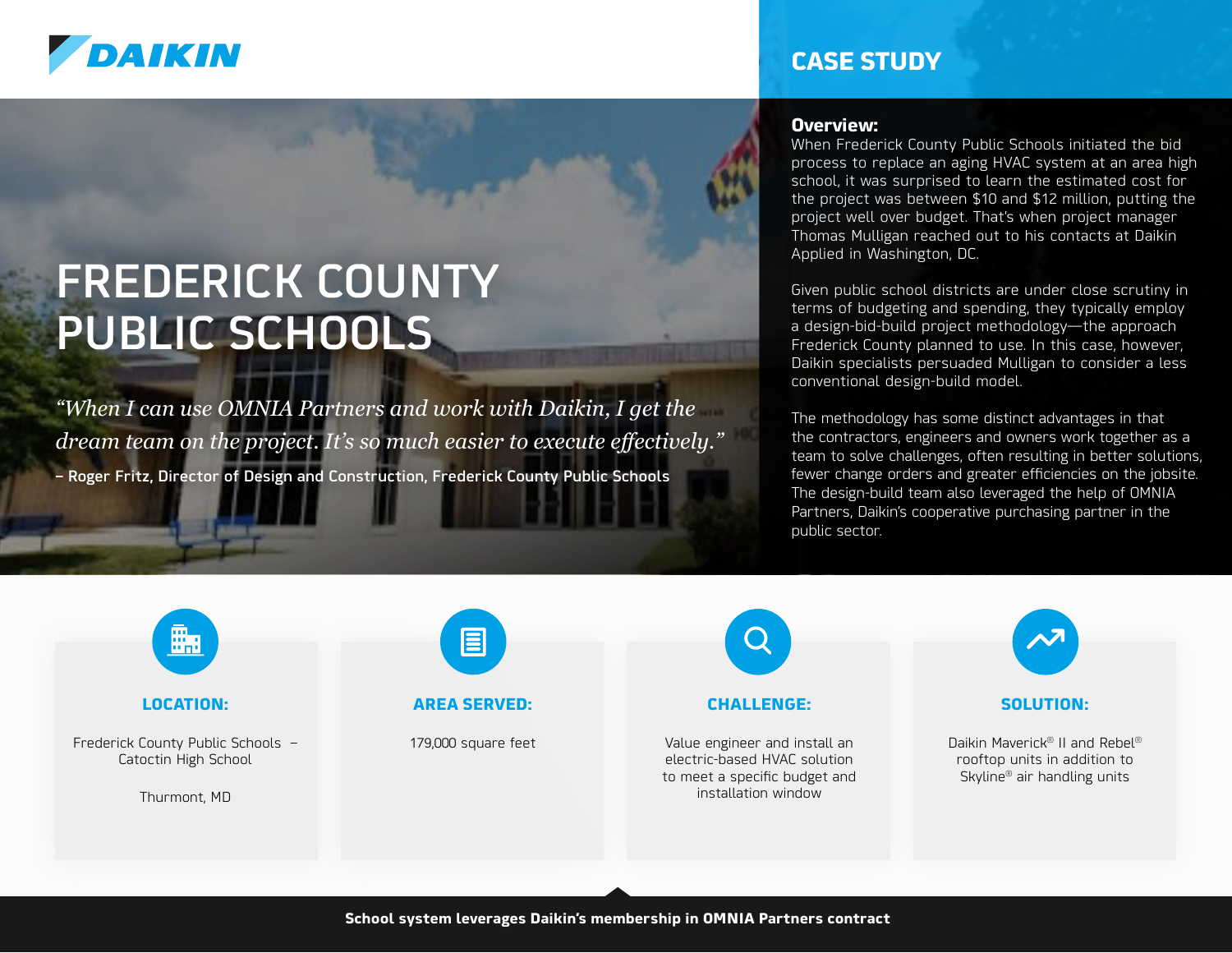DAIKIN

## CASE STUDY

# FREDERICK COUNTY PUBLIC SCHOOLS

*"When I can use OMNIA Partners and work with Daikin, I get the dream team on the project. It's so much easier to execute effectively."*

**– Roger Fritz, Director of Design and Construction, Frederick County Public Schools**

### Overview:

When Frederick County Public Schools initiated the bid process to replace an aging HVAC system at an area high school, it was surprised to learn the estimated cost for the project was between $10 and $12 million, putting the project well over budget. That's when project manager Thomas Mulligan reached out to his contacts at Daikin Applied in Washington, DC.

Given public school districts are under close scrutiny in terms of budgeting and spending, they typically employ a design-bid-build project methodology—the approach Frederick County planned to use. In this case, however, Daikin specialists persuaded Mulligan to consider a less conventional design-build model.

The methodology has some distinct advantages in that the contractors, engineers and owners work together as a team to solve challenges, often resulting in better solutions, fewer change orders and greater efficiencies on the jobsite. The design-build team also leveraged the help of OMNIA Partners, Daikin's cooperative purchasing partner in the public sector.

### LOCATION:

Frederick County Public Schools – Catoctin High School

Thurmont, MD

### AREA SERVED:

179,000 square feet

### CHALLENGE:

Value engineer and install an electric-based HVAC solution to meet a specific budget and installation window

### SOLUTION:

Daikin Maverick® II and Rebel® rooftop units in addition to Skyline® air handling units

**School system leverages Daikin's membership in OMNIA Partners contract**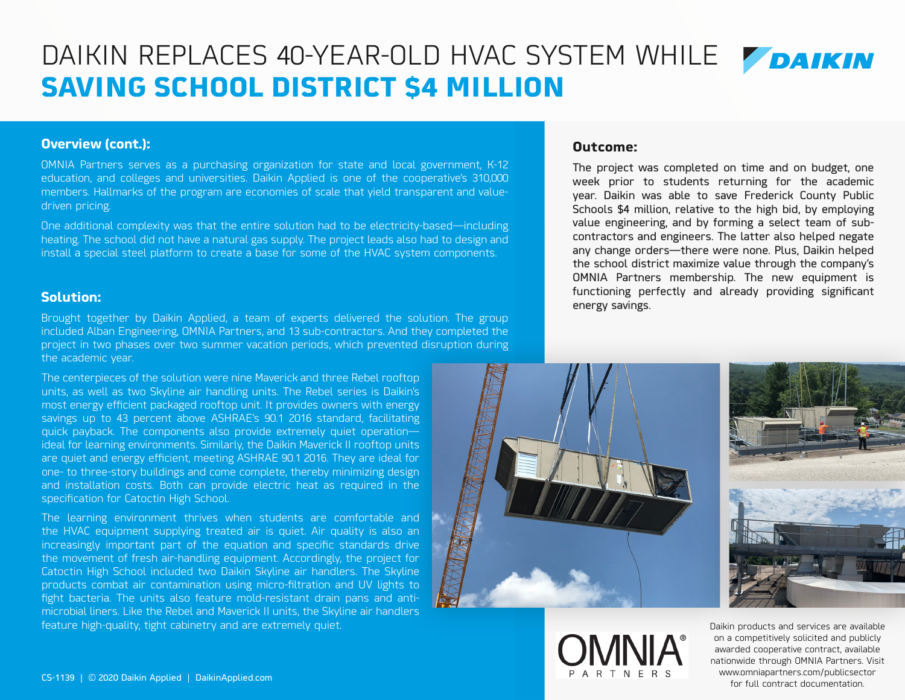# DAIKIN REPLACES 40-YEAR-OLD HVAC SYSTEM WHILE **SAVING SCHOOL DISTRICT $4 MILLION**

DAIKIN

## Overview (cont.):

OMNIA Partners serves as a purchasing organization for state and local government, K-12 education, and colleges and universities. Daikin Applied is one of the cooperative's 310,000 members. Hallmarks of the program are economies of scale that yield transparent and value-driven pricing.

One additional complexity was that the entire solution had to be electricity-based—including heating. The school did not have a natural gas supply. The project leads also had to design and install a special steel platform to create a base for some of the HVAC system components.

## Solution:

Brought together by Daikin Applied, a team of experts delivered the solution. The group included Alban Engineering, OMNIA Partners, and 13 sub-contractors. And they completed the project in two phases over two summer vacation periods, which prevented disruption during the academic year.

The centerpieces of the solution were nine Maverick and three Rebel rooftop units, as well as two Skyline air handling units. The Rebel series is Daikin's most energy efficient packaged rooftop unit. It provides owners with energy savings up to 43 percent above ASHRAE's 90.1 2016 standard, facilitating quick payback. The components also provide extremely quiet operation—ideal for learning environments. Similarly, the Daikin Maverick II rooftop units are quiet and energy efficient, meeting ASHRAE 90.1 2016. They are ideal for one- to three-story buildings and come complete, thereby minimizing design and installation costs. Both can provide electric heat as required in the specification for Catoctin High School.

The learning environment thrives when students are comfortable and the HVAC equipment supplying treated air is quiet. Air quality is also an increasingly important part of the equation and specific standards drive the movement of fresh air-handling equipment. Accordingly, the project for Catoctin High School included two Daikin Skyline air handlers. The Skyline products combat air contamination using micro-filtration and UV lights to fight bacteria. The units also feature mold-resistant drain pans and anti-microbial liners. Like the Rebel and Maverick II units, the Skyline air handlers feature high-quality, tight cabinetry and are extremely quiet.

## Outcome:

The project was completed on time and on budget, one week prior to students returning for the academic year. Daikin was able to save Frederick County Public Schools $4 million, relative to the high bid, by employing value engineering, and by forming a select team of sub-contractors and engineers. The latter also helped negate any change orders—there were none. Plus, Daikin helped the school district maximize value through the company's OMNIA Partners membership. The new equipment is functioning perfectly and already providing significant energy savings.

OMNIA® PARTNERS

Daikin products and services are available on a competitively solicited and publicly awarded cooperative contract, available nationwide through OMNIA Partners. Visit www.omniapartners.com/publicsector for full contract documentation.

CS-1139 | © 2020 Daikin Applied | DaikinApplied.com